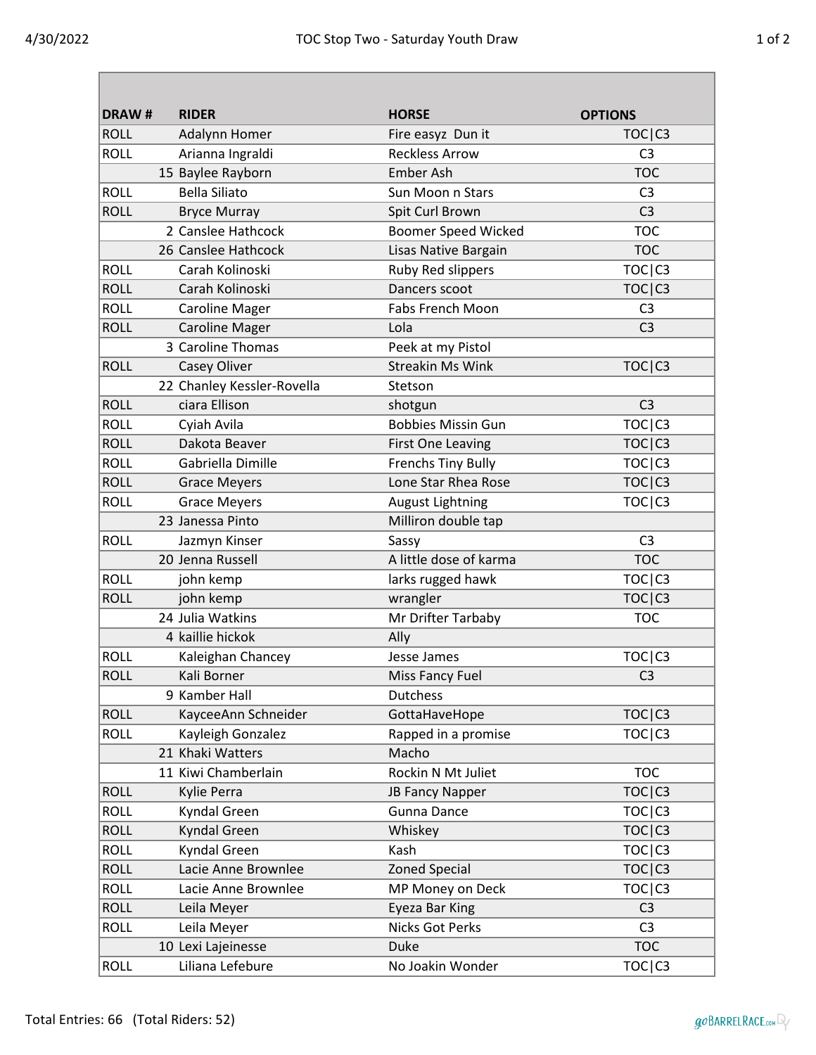# TOC Stop Two - Saturday Youth Draw

4/30/2022

| DRAW # | RIDER | HORSE | OPTIONS |
|---|---|---|---|
| ROLL | Adalynn Homer | Fire easyz Dun it | TOC\|C3 |
| ROLL | Arianna Ingraldi | Reckless Arrow | C3 |
| 15 | Baylee Rayborn | Ember Ash | TOC |
| ROLL | Bella Siliato | Sun Moon n Stars | C3 |
| ROLL | Bryce Murray | Spit Curl Brown | C3 |
| 2 | Canslee Hathcock | Boomer Speed Wicked | TOC |
| 26 | Canslee Hathcock | Lisas Native Bargain | TOC |
| ROLL | Carah Kolinoski | Ruby Red slippers | TOC\|C3 |
| ROLL | Carah Kolinoski | Dancers scoot | TOC\|C3 |
| ROLL | Caroline Mager | Fabs French Moon | C3 |
| ROLL | Caroline Mager | Lola | C3 |
| 3 | Caroline Thomas | Peek at my Pistol | |
| ROLL | Casey Oliver | Streakin Ms Wink | TOC\|C3 |
| 22 | Chanley Kessler-Rovella | Stetson | |
| ROLL | ciara Ellison | shotgun | C3 |
| ROLL | Cyiah Avila | Bobbies Missin Gun | TOC\|C3 |
| ROLL | Dakota Beaver | First One Leaving | TOC\|C3 |
| ROLL | Gabriella Dimille | Frenchs Tiny Bully | TOC\|C3 |
| ROLL | Grace Meyers | Lone Star Rhea Rose | TOC\|C3 |
| ROLL | Grace Meyers | August Lightning | TOC\|C3 |
| 23 | Janessa Pinto | Milliron double tap | |
| ROLL | Jazmyn Kinser | Sassy | C3 |
| 20 | Jenna Russell | A little dose of karma | TOC |
| ROLL | john kemp | larks rugged hawk | TOC\|C3 |
| ROLL | john kemp | wrangler | TOC\|C3 |
| 24 | Julia Watkins | Mr Drifter Tarbaby | TOC |
| 4 | kaillie hickok | Ally | |
| ROLL | Kaleighan Chancey | Jesse James | TOC\|C3 |
| ROLL | Kali Borner | Miss Fancy Fuel | C3 |
| 9 | Kamber Hall | Dutchess | |
| ROLL | KayceeAnn Schneider | GottaHaveHope | TOC\|C3 |
| ROLL | Kayleigh Gonzalez | Rapped in a promise | TOC\|C3 |
| 21 | Khaki Watters | Macho | |
| 11 | Kiwi Chamberlain | Rockin N Mt Juliet | TOC |
| ROLL | Kylie Perra | JB Fancy Napper | TOC\|C3 |
| ROLL | Kyndal Green | Gunna Dance | TOC\|C3 |
| ROLL | Kyndal Green | Whiskey | TOC\|C3 |
| ROLL | Kyndal Green | Kash | TOC\|C3 |
| ROLL | Lacie Anne Brownlee | Zoned Special | TOC\|C3 |
| ROLL | Lacie Anne Brownlee | MP Money on Deck | TOC\|C3 |
| ROLL | Leila Meyer | Eyeza Bar King | C3 |
| ROLL | Leila Meyer | Nicks Got Perks | C3 |
| 10 | Lexi Lajeinesse | Duke | TOC |
| ROLL | Liliana Lefebure | No Joakin Wonder | TOC\|C3 |

Total Entries: 66 (Total Riders: 52)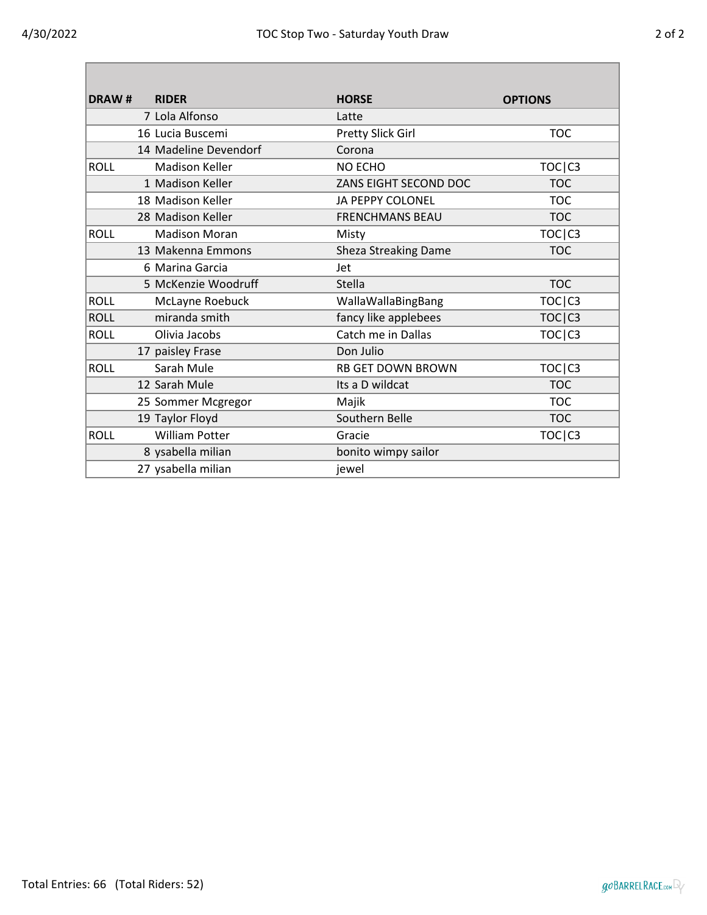| DRAW # | RIDER | HORSE | OPTIONS |
|---|---|---|---|
| 7 | Lola Alfonso | Latte | |
| 16 | Lucia Buscemi | Pretty Slick Girl | TOC |
| 14 | Madeline Devendorf | Corona | |
| ROLL | Madison Keller | NO ECHO | TOC\|C3 |
| 1 | Madison Keller | ZANS EIGHT SECOND DOC | TOC |
| 18 | Madison Keller | JA PEPPY COLONEL | TOC |
| 28 | Madison Keller | FRENCHMANS BEAU | TOC |
| ROLL | Madison Moran | Misty | TOC\|C3 |
| 13 | Makenna Emmons | Sheza Streaking Dame | TOC |
| 6 | Marina Garcia | Jet | |
| 5 | McKenzie Woodruff | Stella | TOC |
| ROLL | McLayne Roebuck | WallaWallaBingBang | TOC\|C3 |
| ROLL | miranda smith | fancy like applebees | TOC\|C3 |
| ROLL | Olivia Jacobs | Catch me in Dallas | TOC\|C3 |
| 17 | paisley Frase | Don Julio | |
| ROLL | Sarah Mule | RB GET DOWN BROWN | TOC\|C3 |
| 12 | Sarah Mule | Its a D wildcat | TOC |
| 25 | Sommer Mcgregor | Majik | TOC |
| 19 | Taylor Floyd | Southern Belle | TOC |
| ROLL | William Potter | Gracie | TOC\|C3 |
| 8 | ysabella milian | bonito wimpy sailor | |
| 27 | ysabella milian | jewel | |

Total Entries: 66 (Total Riders: 52)